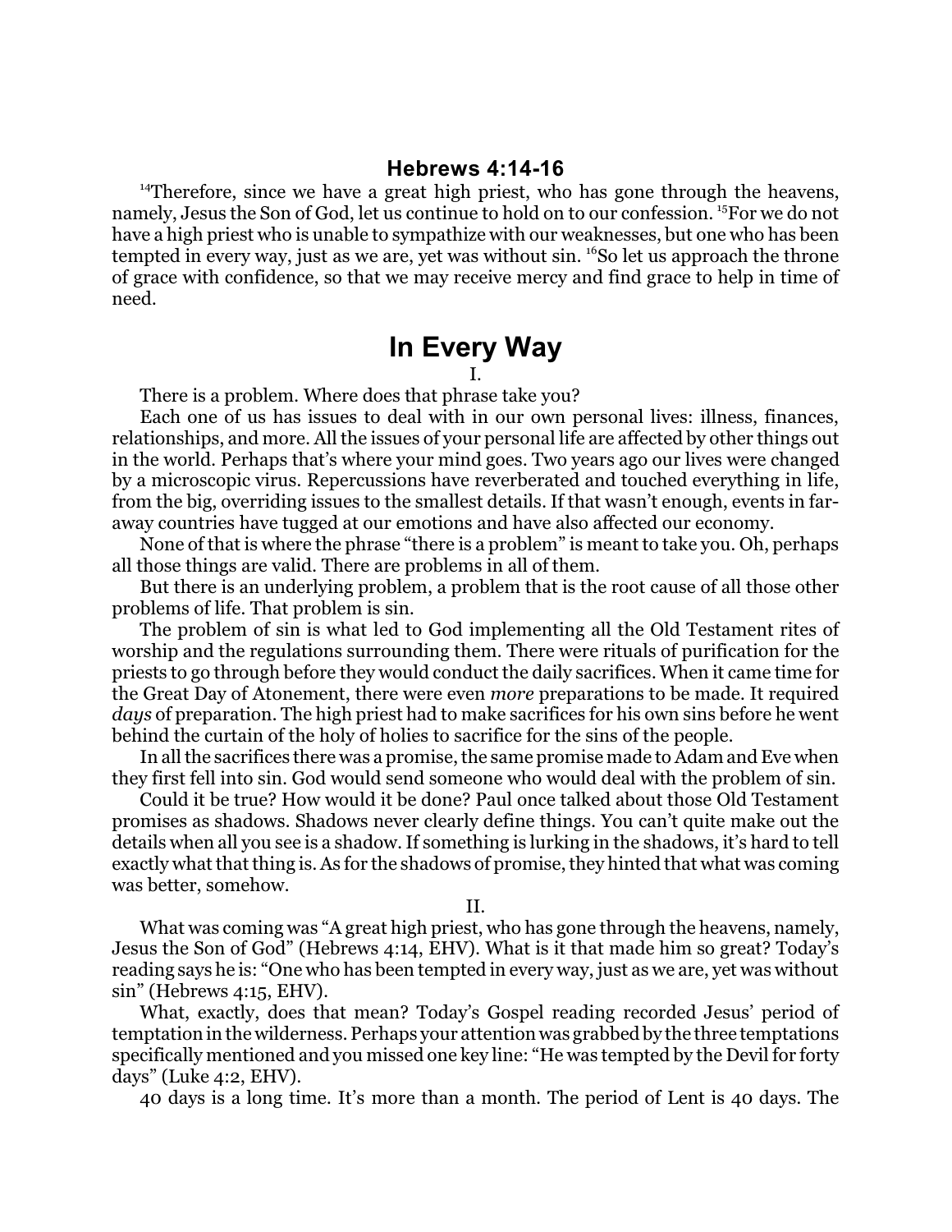## Hebrews 4:14-16

[14]Therefore, since we have a great high priest, who has gone through the heavens, namely, Jesus the Son of God, let us continue to hold on to our confession. [15]For we do not have a high priest who is unable to sympathize with our weaknesses, but one who has been tempted in every way, just as we are, yet was without sin. [16]So let us approach the throne of grace with confidence, so that we may receive mercy and find grace to help in time of need.

# In Every Way

I.

There is a problem. Where does that phrase take you?

Each one of us has issues to deal with in our own personal lives: illness, finances, relationships, and more. All the issues of your personal life are affected by other things out in the world. Perhaps that's where your mind goes. Two years ago our lives were changed by a microscopic virus. Repercussions have reverberated and touched everything in life, from the big, overriding issues to the smallest details. If that wasn't enough, events in far-away countries have tugged at our emotions and have also affected our economy.

None of that is where the phrase "there is a problem" is meant to take you. Oh, perhaps all those things are valid. There are problems in all of them.

But there is an underlying problem, a problem that is the root cause of all those other problems of life. That problem is sin.

The problem of sin is what led to God implementing all the Old Testament rites of worship and the regulations surrounding them. There were rituals of purification for the priests to go through before they would conduct the daily sacrifices. When it came time for the Great Day of Atonement, there were even *more* preparations to be made. It required *days* of preparation. The high priest had to make sacrifices for his own sins before he went behind the curtain of the holy of holies to sacrifice for the sins of the people.

In all the sacrifices there was a promise, the same promise made to Adam and Eve when they first fell into sin. God would send someone who would deal with the problem of sin.

Could it be true? How would it be done? Paul once talked about those Old Testament promises as shadows. Shadows never clearly define things. You can't quite make out the details when all you see is a shadow. If something is lurking in the shadows, it's hard to tell exactly what that thing is. As for the shadows of promise, they hinted that what was coming was better, somehow.

II.

What was coming was "A great high priest, who has gone through the heavens, namely, Jesus the Son of God" (Hebrews 4:14, EHV). What is it that made him so great? Today's reading says he is: "One who has been tempted in every way, just as we are, yet was without sin" (Hebrews 4:15, EHV).

What, exactly, does that mean? Today's Gospel reading recorded Jesus' period of temptation in the wilderness. Perhaps your attention was grabbed by the three temptations specifically mentioned and you missed one key line: "He was tempted by the Devil for forty days" (Luke 4:2, EHV).

40 days is a long time. It's more than a month. The period of Lent is 40 days. The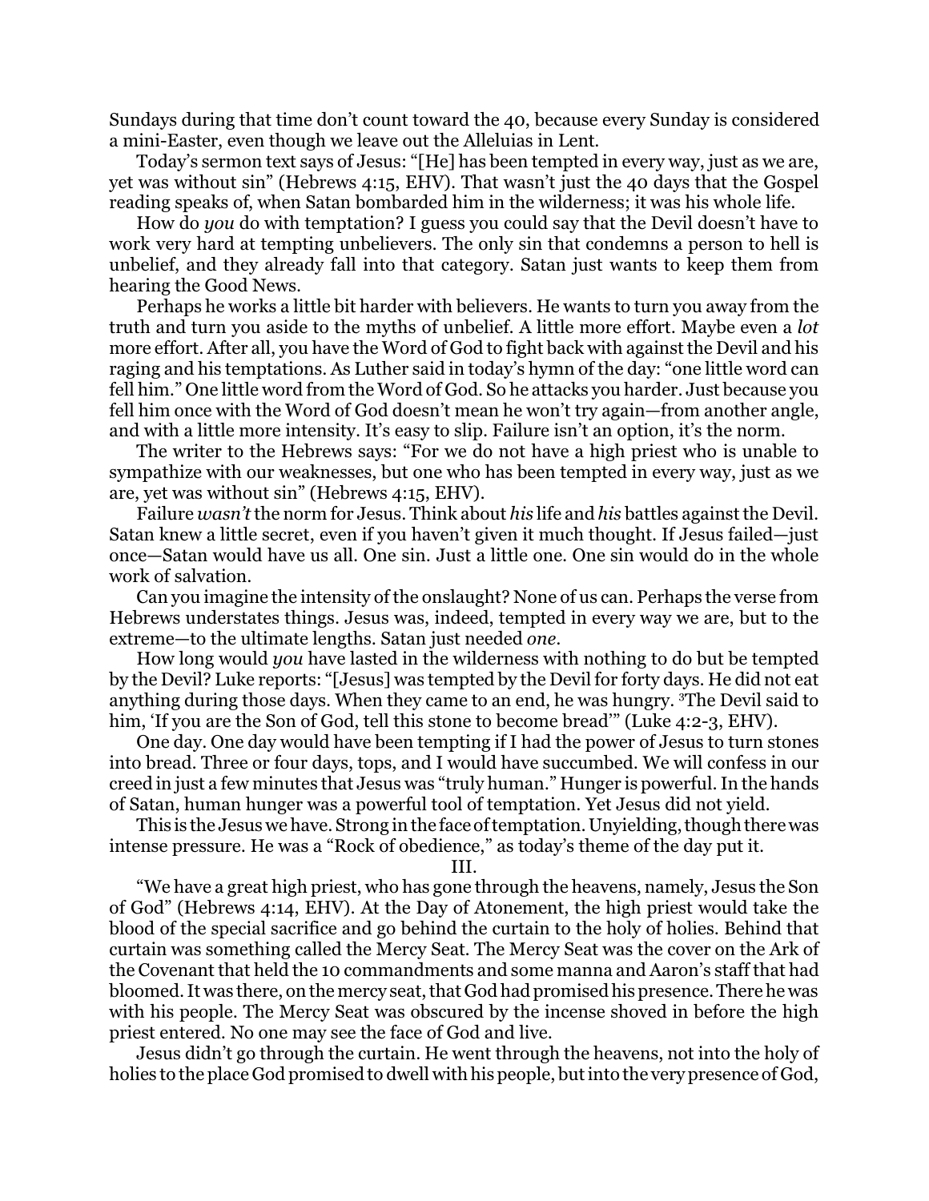Sundays during that time don't count toward the 40, because every Sunday is considered a mini-Easter, even though we leave out the Alleluias in Lent.

Today's sermon text says of Jesus: "[He] has been tempted in every way, just as we are, yet was without sin" (Hebrews 4:15, EHV). That wasn't just the 40 days that the Gospel reading speaks of, when Satan bombarded him in the wilderness; it was his whole life.

How do *you* do with temptation? I guess you could say that the Devil doesn't have to work very hard at tempting unbelievers. The only sin that condemns a person to hell is unbelief, and they already fall into that category. Satan just wants to keep them from hearing the Good News.

Perhaps he works a little bit harder with believers. He wants to turn you away from the truth and turn you aside to the myths of unbelief. A little more effort. Maybe even a *lot* more effort. After all, you have the Word of God to fight back with against the Devil and his raging and his temptations. As Luther said in today's hymn of the day: "one little word can fell him." One little word from the Word of God. So he attacks you harder. Just because you fell him once with the Word of God doesn't mean he won't try again—from another angle, and with a little more intensity. It's easy to slip. Failure isn't an option, it's the norm.

The writer to the Hebrews says: "For we do not have a high priest who is unable to sympathize with our weaknesses, but one who has been tempted in every way, just as we are, yet was without sin" (Hebrews 4:15, EHV).

Failure *wasn't* the norm for Jesus. Think about *his* life and *his* battles against the Devil. Satan knew a little secret, even if you haven't given it much thought. If Jesus failed—just once—Satan would have us all. One sin. Just a little one. One sin would do in the whole work of salvation.

Can you imagine the intensity of the onslaught? None of us can. Perhaps the verse from Hebrews understates things. Jesus was, indeed, tempted in every way we are, but to the extreme—to the ultimate lengths. Satan just needed *one*.

How long would *you* have lasted in the wilderness with nothing to do but be tempted by the Devil? Luke reports: "[Jesus] was tempted by the Devil for forty days. He did not eat anything during those days. When they came to an end, he was hungry. [3]The Devil said to him, 'If you are the Son of God, tell this stone to become bread'" (Luke 4:2-3, EHV).

One day. One day would have been tempting if I had the power of Jesus to turn stones into bread. Three or four days, tops, and I would have succumbed. We will confess in our creed in just a few minutes that Jesus was "truly human." Hunger is powerful. In the hands of Satan, human hunger was a powerful tool of temptation. Yet Jesus did not yield.

This is the Jesus we have. Strong in the face of temptation. Unyielding, though there was intense pressure. He was a "Rock of obedience," as today's theme of the day put it.

III.

"We have a great high priest, who has gone through the heavens, namely, Jesus the Son of God" (Hebrews 4:14, EHV). At the Day of Atonement, the high priest would take the blood of the special sacrifice and go behind the curtain to the holy of holies. Behind that curtain was something called the Mercy Seat. The Mercy Seat was the cover on the Ark of the Covenant that held the 10 commandments and some manna and Aaron's staff that had bloomed. It was there, on the mercy seat, that God had promised his presence. There he was with his people. The Mercy Seat was obscured by the incense shoved in before the high priest entered. No one may see the face of God and live.

Jesus didn't go through the curtain. He went through the heavens, not into the holy of holies to the place God promised to dwell with his people, but into the very presence of God,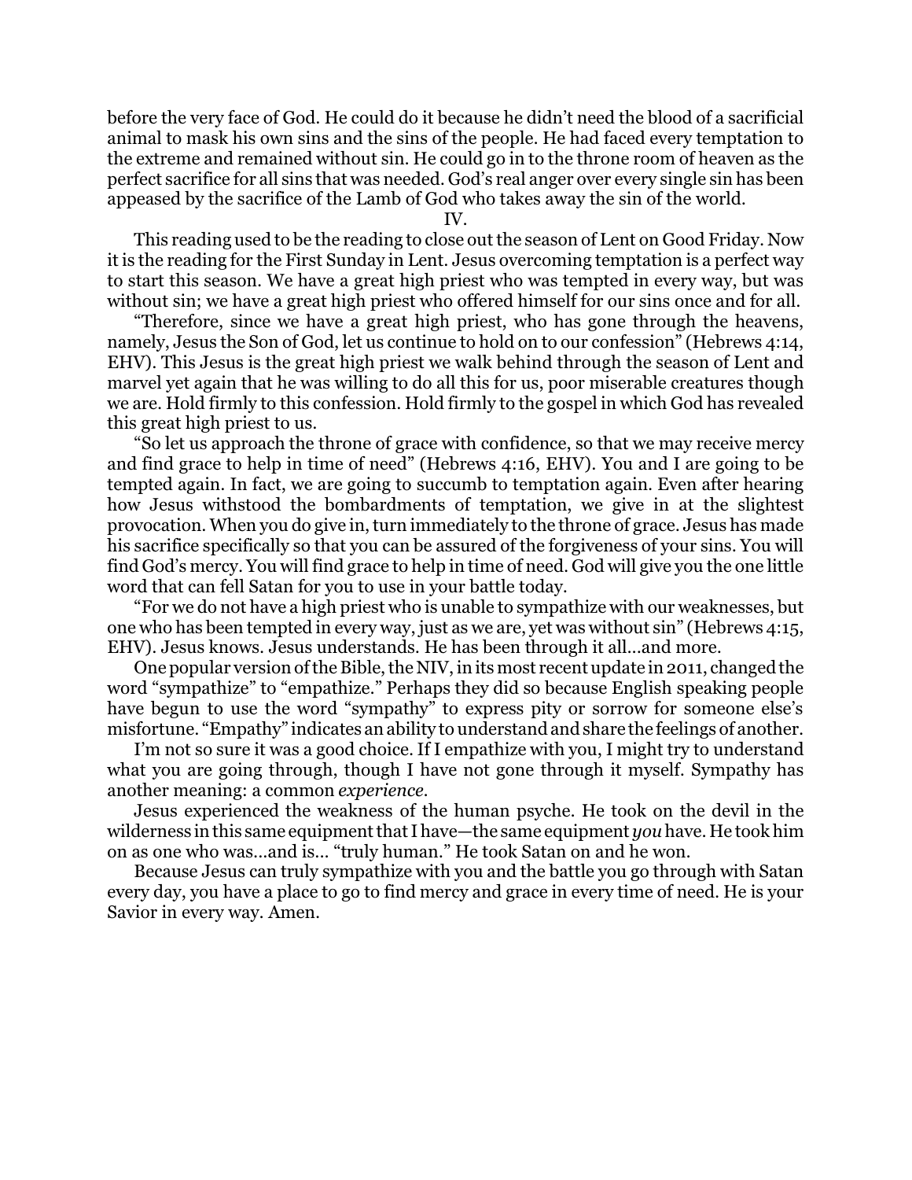before the very face of God. He could do it because he didn't need the blood of a sacrificial animal to mask his own sins and the sins of the people. He had faced every temptation to the extreme and remained without sin. He could go in to the throne room of heaven as the perfect sacrifice for all sins that was needed. God's real anger over every single sin has been appeased by the sacrifice of the Lamb of God who takes away the sin of the world.

IV.

This reading used to be the reading to close out the season of Lent on Good Friday. Now it is the reading for the First Sunday in Lent. Jesus overcoming temptation is a perfect way to start this season. We have a great high priest who was tempted in every way, but was without sin; we have a great high priest who offered himself for our sins once and for all.

"Therefore, since we have a great high priest, who has gone through the heavens, namely, Jesus the Son of God, let us continue to hold on to our confession" (Hebrews 4:14, EHV). This Jesus is the great high priest we walk behind through the season of Lent and marvel yet again that he was willing to do all this for us, poor miserable creatures though we are. Hold firmly to this confession. Hold firmly to the gospel in which God has revealed this great high priest to us.

"So let us approach the throne of grace with confidence, so that we may receive mercy and find grace to help in time of need" (Hebrews 4:16, EHV). You and I are going to be tempted again. In fact, we are going to succumb to temptation again. Even after hearing how Jesus withstood the bombardments of temptation, we give in at the slightest provocation. When you do give in, turn immediately to the throne of grace. Jesus has made his sacrifice specifically so that you can be assured of the forgiveness of your sins. You will find God's mercy. You will find grace to help in time of need. God will give you the one little word that can fell Satan for you to use in your battle today.

"For we do not have a high priest who is unable to sympathize with our weaknesses, but one who has been tempted in every way, just as we are, yet was without sin" (Hebrews 4:15, EHV). Jesus knows. Jesus understands. He has been through it all…and more.

One popular version of the Bible, the NIV, in its most recent update in 2011, changed the word "sympathize" to "empathize." Perhaps they did so because English speaking people have begun to use the word "sympathy" to express pity or sorrow for someone else's misfortune. "Empathy" indicates an ability to understand and share the feelings of another.

I'm not so sure it was a good choice. If I empathize with you, I might try to understand what you are going through, though I have not gone through it myself. Sympathy has another meaning: a common *experience*.

Jesus experienced the weakness of the human psyche. He took on the devil in the wilderness in this same equipment that I have—the same equipment *you* have. He took him on as one who was…and is… "truly human." He took Satan on and he won.

Because Jesus can truly sympathize with you and the battle you go through with Satan every day, you have a place to go to find mercy and grace in every time of need. He is your Savior in every way. Amen.